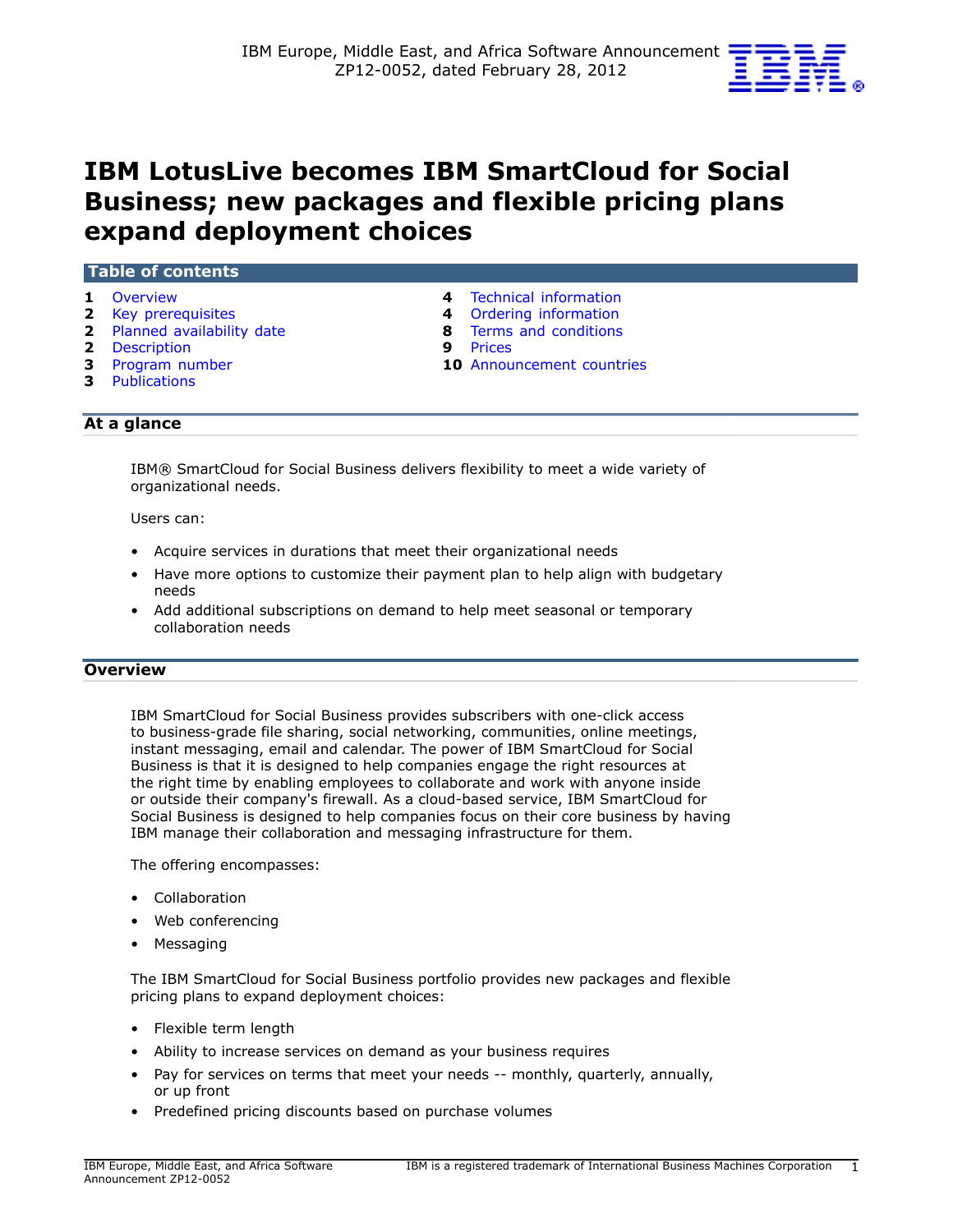IBM Europe, Middle East, and Africa Software Announcement ZP12-0052, dated February 28, 2012

# IBM LotusLive becomes IBM SmartCloud for Social Business; new packages and flexible pricing plans expand deployment choices

## Table of contents

- 1 Overview
- 2 Key prerequisites
- 2 Planned availability date
- 2 Description
- 3 Program number
- 3 Publications
- 4 Technical information
- 4 Ordering information
- 8 Terms and conditions
- 9 Prices
- 10 Announcement countries

## At a glance

IBM® SmartCloud for Social Business delivers flexibility to meet a wide variety of organizational needs.

Users can:

- Acquire services in durations that meet their organizational needs
- Have more options to customize their payment plan to help align with budgetary needs
- Add additional subscriptions on demand to help meet seasonal or temporary collaboration needs

## Overview

IBM SmartCloud for Social Business provides subscribers with one-click access to business-grade file sharing, social networking, communities, online meetings, instant messaging, email and calendar. The power of IBM SmartCloud for Social Business is that it is designed to help companies engage the right resources at the right time by enabling employees to collaborate and work with anyone inside or outside their company's firewall. As a cloud-based service, IBM SmartCloud for Social Business is designed to help companies focus on their core business by having IBM manage their collaboration and messaging infrastructure for them.

The offering encompasses:

- Collaboration
- Web conferencing
- Messaging

The IBM SmartCloud for Social Business portfolio provides new packages and flexible pricing plans to expand deployment choices:

- Flexible term length
- Ability to increase services on demand as your business requires
- Pay for services on terms that meet your needs -- monthly, quarterly, annually, or up front
- Predefined pricing discounts based on purchase volumes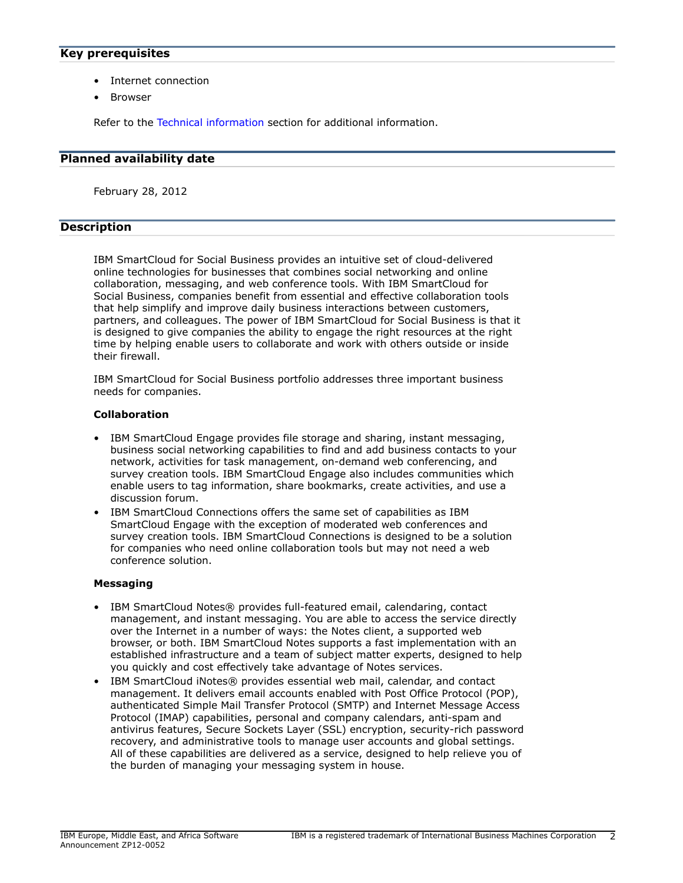## Key prerequisites

- Internet connection
- Browser

Refer to the Technical information section for additional information.

## Planned availability date

February 28, 2012

## Description

IBM SmartCloud for Social Business provides an intuitive set of cloud-delivered online technologies for businesses that combines social networking and online collaboration, messaging, and web conference tools. With IBM SmartCloud for Social Business, companies benefit from essential and effective collaboration tools that help simplify and improve daily business interactions between customers, partners, and colleagues. The power of IBM SmartCloud for Social Business is that it is designed to give companies the ability to engage the right resources at the right time by helping enable users to collaborate and work with others outside or inside their firewall.

IBM SmartCloud for Social Business portfolio addresses three important business needs for companies.

**Collaboration**

- IBM SmartCloud Engage provides file storage and sharing, instant messaging, business social networking capabilities to find and add business contacts to your network, activities for task management, on-demand web conferencing, and survey creation tools. IBM SmartCloud Engage also includes communities which enable users to tag information, share bookmarks, create activities, and use a discussion forum.
- IBM SmartCloud Connections offers the same set of capabilities as IBM SmartCloud Engage with the exception of moderated web conferences and survey creation tools. IBM SmartCloud Connections is designed to be a solution for companies who need online collaboration tools but may not need a web conference solution.

**Messaging**

- IBM SmartCloud Notes® provides full-featured email, calendaring, contact management, and instant messaging. You are able to access the service directly over the Internet in a number of ways: the Notes client, a supported web browser, or both. IBM SmartCloud Notes supports a fast implementation with an established infrastructure and a team of subject matter experts, designed to help you quickly and cost effectively take advantage of Notes services.
- IBM SmartCloud iNotes® provides essential web mail, calendar, and contact management. It delivers email accounts enabled with Post Office Protocol (POP), authenticated Simple Mail Transfer Protocol (SMTP) and Internet Message Access Protocol (IMAP) capabilities, personal and company calendars, anti-spam and antivirus features, Secure Sockets Layer (SSL) encryption, security-rich password recovery, and administrative tools to manage user accounts and global settings. All of these capabilities are delivered as a service, designed to help relieve you of the burden of managing your messaging system in house.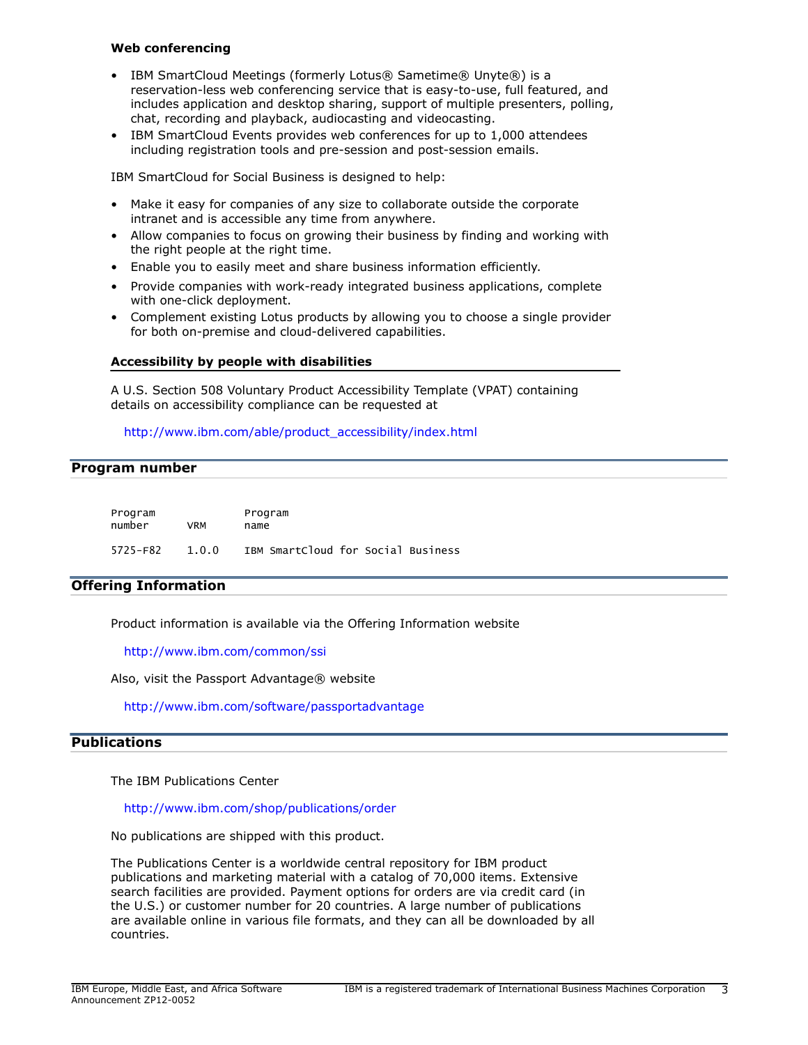**Web conferencing**

- IBM SmartCloud Meetings (formerly Lotus® Sametime® Unyte®) is a reservation-less web conferencing service that is easy-to-use, full featured, and includes application and desktop sharing, support of multiple presenters, polling, chat, recording and playback, audiocasting and videocasting.
- IBM SmartCloud Events provides web conferences for up to 1,000 attendees including registration tools and pre-session and post-session emails.

IBM SmartCloud for Social Business is designed to help:

- Make it easy for companies of any size to collaborate outside the corporate intranet and is accessible any time from anywhere.
- Allow companies to focus on growing their business by finding and working with the right people at the right time.
- Enable you to easily meet and share business information efficiently.
- Provide companies with work-ready integrated business applications, complete with one-click deployment.
- Complement existing Lotus products by allowing you to choose a single provider for both on-premise and cloud-delivered capabilities.

### Accessibility by people with disabilities

A U.S. Section 508 Voluntary Product Accessibility Template (VPAT) containing details on accessibility compliance can be requested at

http://www.ibm.com/able/product_accessibility/index.html

## Program number

| Program number | VRM | Program name |
|---|---|---|
| 5725-F82 | 1.0.0 | IBM SmartCloud for Social Business |

## Offering Information

Product information is available via the Offering Information website

http://www.ibm.com/common/ssi

Also, visit the Passport Advantage® website

http://www.ibm.com/software/passportadvantage

## Publications

The IBM Publications Center

http://www.ibm.com/shop/publications/order

No publications are shipped with this product.

The Publications Center is a worldwide central repository for IBM product publications and marketing material with a catalog of 70,000 items. Extensive search facilities are provided. Payment options for orders are via credit card (in the U.S.) or customer number for 20 countries. A large number of publications are available online in various file formats, and they can all be downloaded by all countries.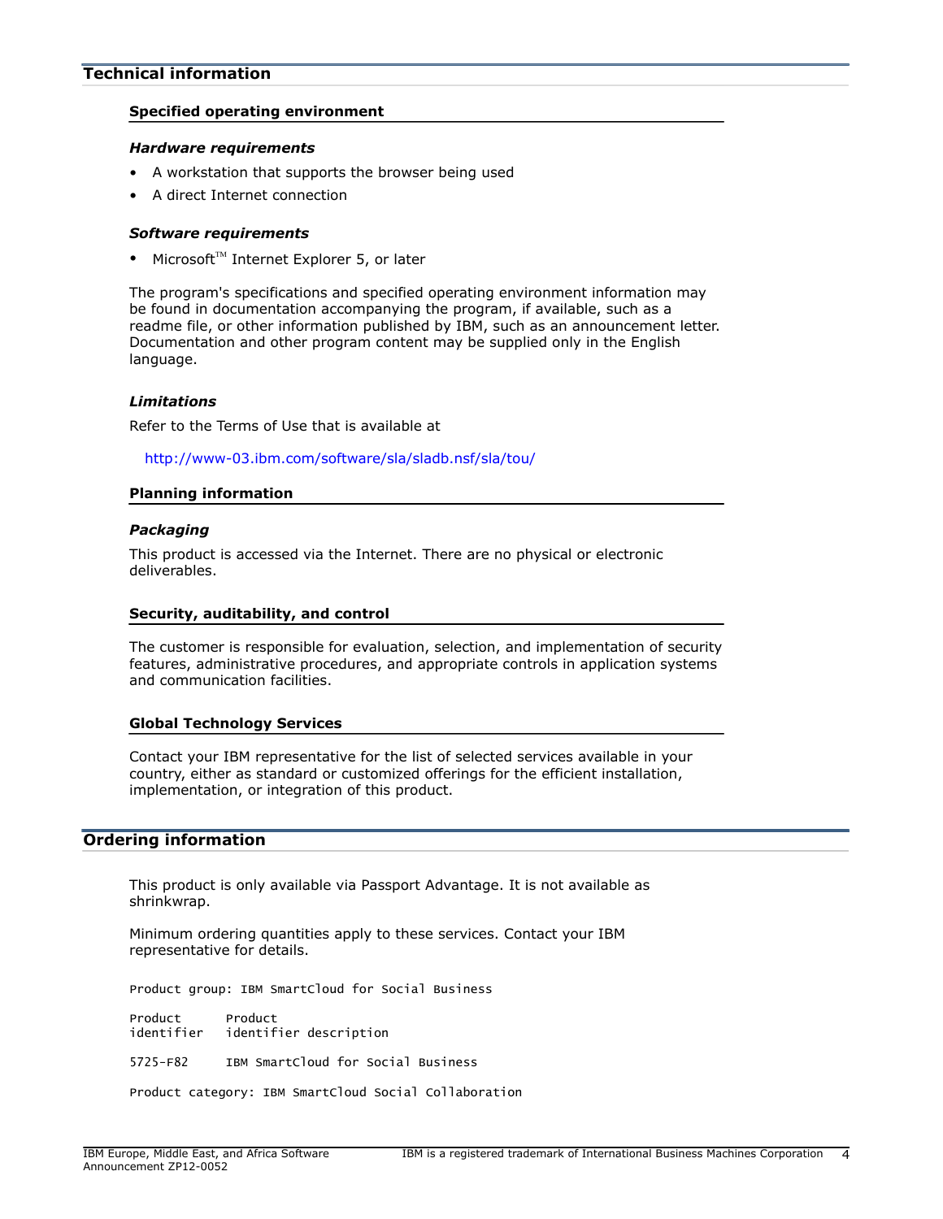## Technical information

### Specified operating environment

#### *Hardware requirements*

- A workstation that supports the browser being used
- A direct Internet connection

#### *Software requirements*

- Microsoft™ Internet Explorer 5, or later

The program's specifications and specified operating environment information may be found in documentation accompanying the program, if available, such as a readme file, or other information published by IBM, such as an announcement letter. Documentation and other program content may be supplied only in the English language.

#### *Limitations*

Refer to the Terms of Use that is available at

http://www-03.ibm.com/software/sla/sladb.nsf/sla/tou/

### Planning information

#### *Packaging*

This product is accessed via the Internet. There are no physical or electronic deliverables.

### Security, auditability, and control

The customer is responsible for evaluation, selection, and implementation of security features, administrative procedures, and appropriate controls in application systems and communication facilities.

### Global Technology Services

Contact your IBM representative for the list of selected services available in your country, either as standard or customized offerings for the efficient installation, implementation, or integration of this product.

## Ordering information

This product is only available via Passport Advantage. It is not available as shrinkwrap.

Minimum ordering quantities apply to these services. Contact your IBM representative for details.

```
Product group: IBM SmartCloud for Social Business

Product      Product
identifier   identifier description

5725-F82     IBM SmartCloud for Social Business

Product category: IBM SmartCloud Social Collaboration
```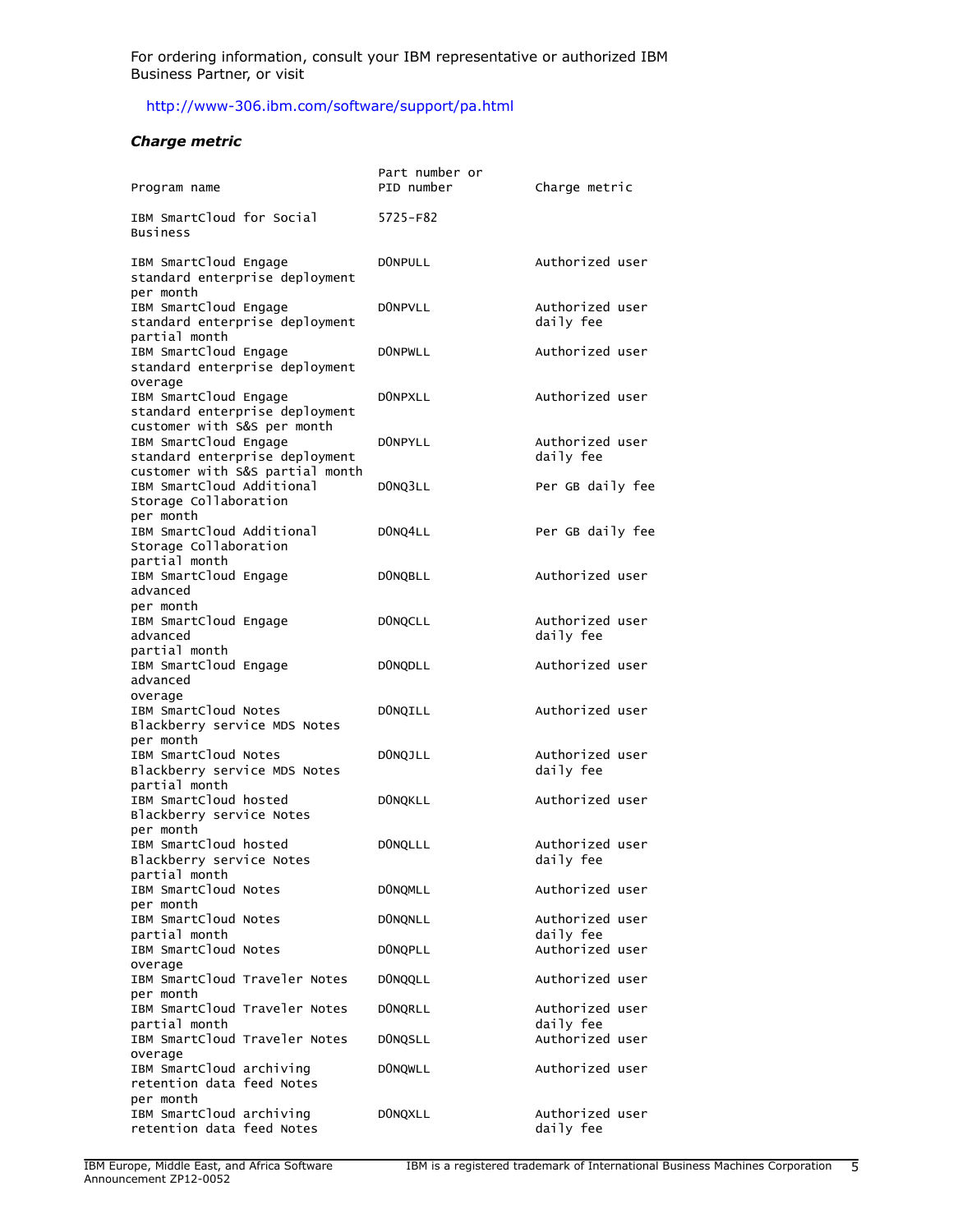For ordering information, consult your IBM representative or authorized IBM Business Partner, or visit

http://www-306.ibm.com/software/support/pa.html

### *Charge metric*

| Program name | Part number or PID number | Charge metric |
|---|---|---|
| IBM SmartCloud for Social Business | 5725-F82 | |
| IBM SmartCloud Engage standard enterprise deployment per month | D0NPULL | Authorized user |
| IBM SmartCloud Engage standard enterprise deployment partial month | D0NPVLL | Authorized user daily fee |
| IBM SmartCloud Engage standard enterprise deployment overage | D0NPWLL | Authorized user |
| IBM SmartCloud Engage standard enterprise deployment customer with S&S per month | D0NPXLL | Authorized user |
| IBM SmartCloud Engage standard enterprise deployment customer with S&S partial month | D0NPYLL | Authorized user daily fee |
| IBM SmartCloud Additional Storage Collaboration per month | D0NQ3LL | Per GB daily fee |
| IBM SmartCloud Additional Storage Collaboration partial month | D0NQ4LL | Per GB daily fee |
| IBM SmartCloud Engage advanced per month | D0NQBLL | Authorized user |
| IBM SmartCloud Engage advanced partial month | D0NQCLL | Authorized user daily fee |
| IBM SmartCloud Engage advanced overage | D0NQDLL | Authorized user |
| IBM SmartCloud Notes Blackberry service MDS Notes per month | D0NQILL | Authorized user |
| IBM SmartCloud Notes Blackberry service MDS Notes partial month | D0NQJLL | Authorized user daily fee |
| IBM SmartCloud hosted Blackberry service Notes per month | D0NQKLL | Authorized user |
| IBM SmartCloud hosted Blackberry service Notes partial month | D0NQLLL | Authorized user daily fee |
| IBM SmartCloud Notes per month | D0NQMLL | Authorized user |
| IBM SmartCloud Notes partial month | D0NQNLL | Authorized user daily fee |
| IBM SmartCloud Notes overage | D0NQPLL | Authorized user |
| IBM SmartCloud Traveler Notes per month | D0NQQLL | Authorized user |
| IBM SmartCloud Traveler Notes partial month | D0NQRLL | Authorized user daily fee |
| IBM SmartCloud Traveler Notes overage | D0NQSLL | Authorized user |
| IBM SmartCloud archiving retention data feed Notes per month | D0NQWLL | Authorized user |
| IBM SmartCloud archiving retention data feed Notes | D0NQXLL | Authorized user daily fee |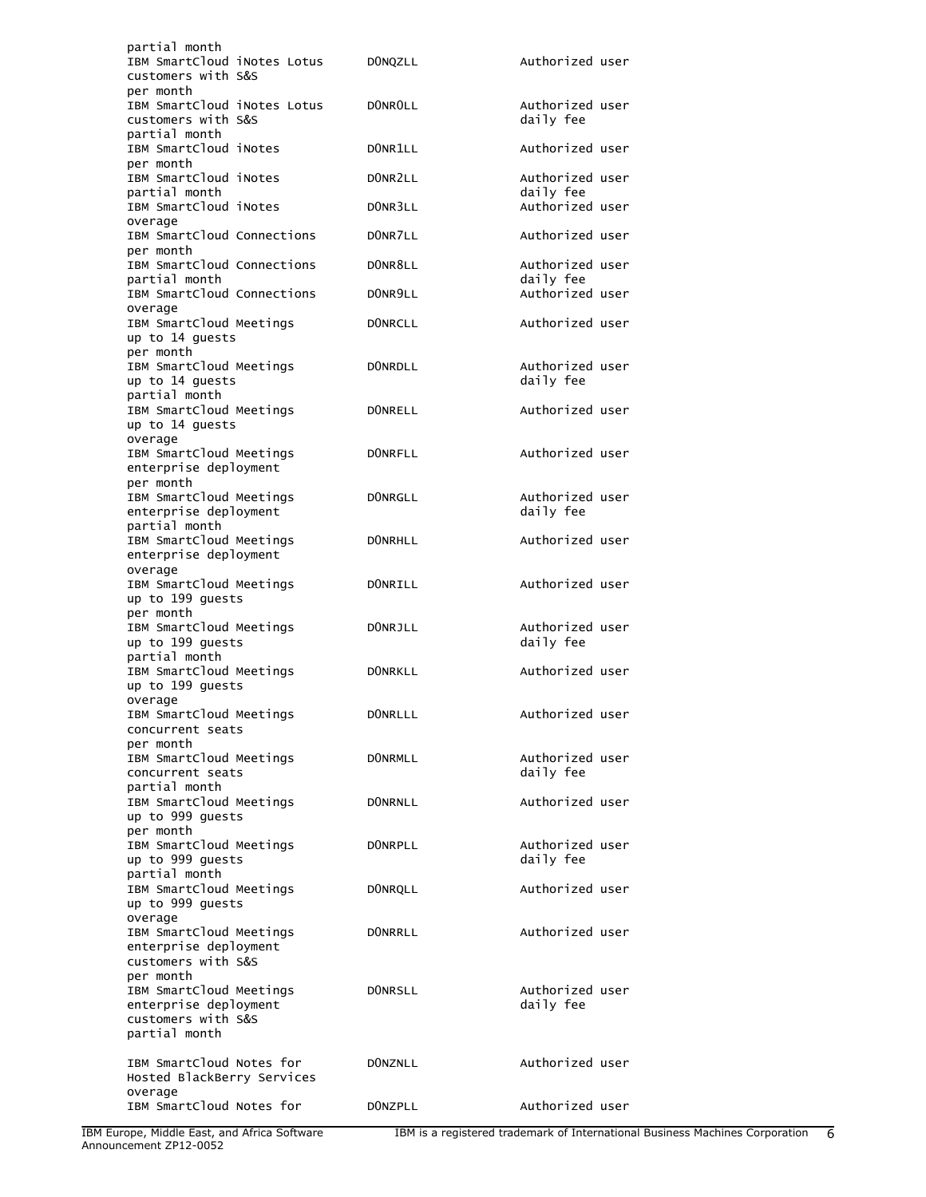| | | |
|---|---|---|
| partial month | | |
| IBM SmartCloud iNotes Lotus customers with S&S per month | D0NQZLL | Authorized user |
| IBM SmartCloud iNotes Lotus customers with S&S partial month | D0NR0LL | Authorized user daily fee |
| IBM SmartCloud iNotes per month | D0NR1LL | Authorized user |
| IBM SmartCloud iNotes partial month | D0NR2LL | Authorized user daily fee |
| IBM SmartCloud iNotes overage | D0NR3LL | Authorized user |
| IBM SmartCloud Connections per month | D0NR7LL | Authorized user |
| IBM SmartCloud Connections partial month | D0NR8LL | Authorized user daily fee |
| IBM SmartCloud Connections overage | D0NR9LL | Authorized user |
| IBM SmartCloud Meetings up to 14 guests per month | D0NRCLL | Authorized user |
| IBM SmartCloud Meetings up to 14 guests partial month | D0NRDLL | Authorized user daily fee |
| IBM SmartCloud Meetings up to 14 guests overage | D0NRELL | Authorized user |
| IBM SmartCloud Meetings enterprise deployment per month | D0NRFLL | Authorized user |
| IBM SmartCloud Meetings enterprise deployment partial month | D0NRGLL | Authorized user daily fee |
| IBM SmartCloud Meetings enterprise deployment overage | D0NRHLL | Authorized user |
| IBM SmartCloud Meetings up to 199 guests per month | D0NRILL | Authorized user |
| IBM SmartCloud Meetings up to 199 guests partial month | D0NRJLL | Authorized user daily fee |
| IBM SmartCloud Meetings up to 199 guests overage | D0NRKLL | Authorized user |
| IBM SmartCloud Meetings concurrent seats per month | D0NRLLL | Authorized user |
| IBM SmartCloud Meetings concurrent seats partial month | D0NRMLL | Authorized user daily fee |
| IBM SmartCloud Meetings up to 999 guests per month | D0NRNLL | Authorized user |
| IBM SmartCloud Meetings up to 999 guests partial month | D0NRPLL | Authorized user daily fee |
| IBM SmartCloud Meetings up to 999 guests overage | D0NRQLL | Authorized user |
| IBM SmartCloud Meetings enterprise deployment customers with S&S per month | D0NRRLL | Authorized user |
| IBM SmartCloud Meetings enterprise deployment customers with S&S partial month | D0NRSLL | Authorized user daily fee |
| IBM SmartCloud Notes for Hosted BlackBerry Services overage | D0NZNLL | Authorized user |
| IBM SmartCloud Notes for | D0NZPLL | Authorized user |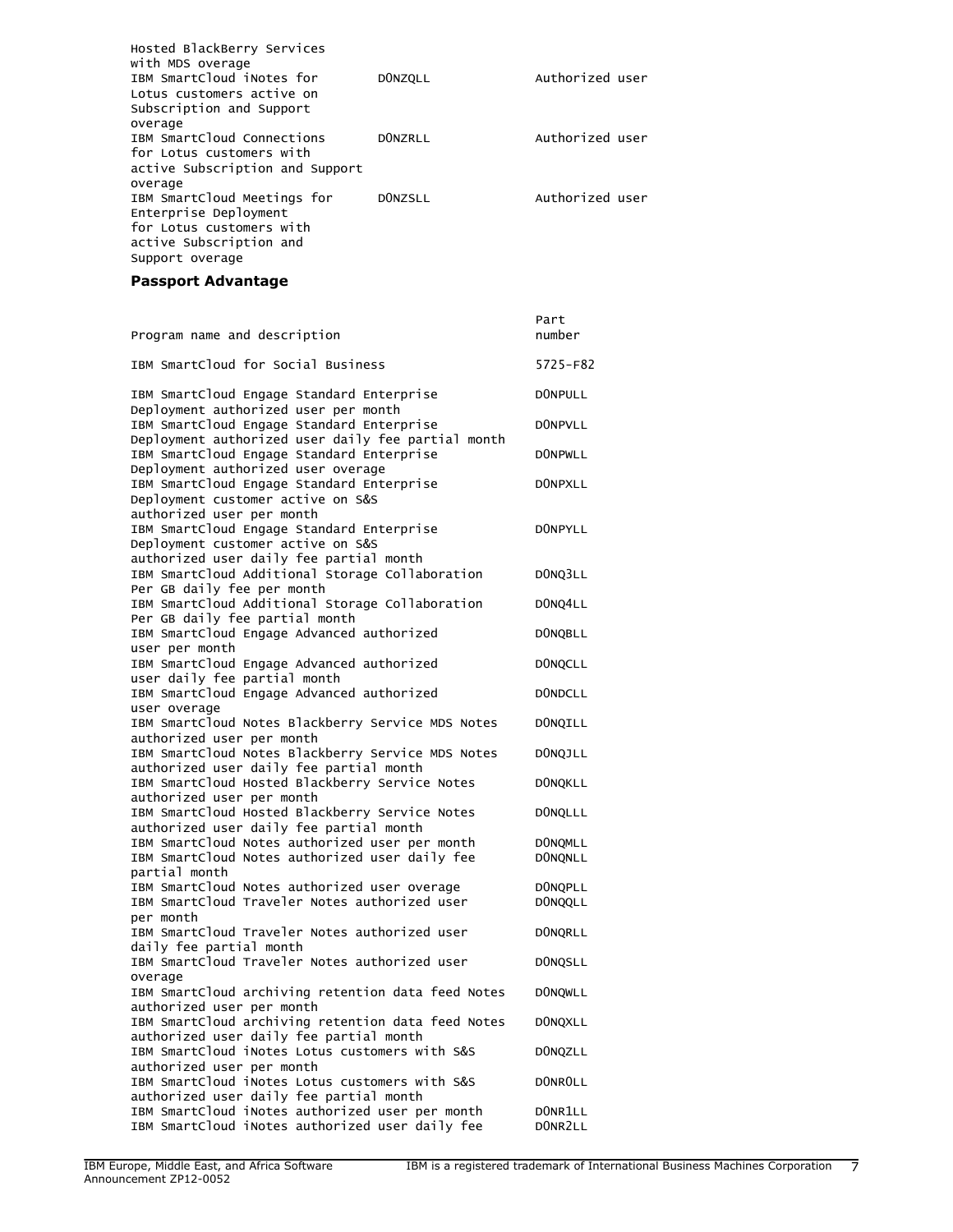| | | |
|---|---|---|
| Hosted BlackBerry Services with MDS overage | | |
| IBM SmartCloud iNotes for Lotus customers active on Subscription and Support overage | D0NZQLL | Authorized user |
| IBM SmartCloud Connections for Lotus customers with active Subscription and Support overage | D0NZRLL | Authorized user |
| IBM SmartCloud Meetings for Enterprise Deployment for Lotus customers with active Subscription and Support overage | D0NZSLL | Authorized user |

**Passport Advantage**

| Program name and description | Part number |
|---|---|
| IBM SmartCloud for Social Business | 5725-F82 |
| IBM SmartCloud Engage Standard Enterprise Deployment authorized user per month | D0NPULL |
| IBM SmartCloud Engage Standard Enterprise Deployment authorized user daily fee partial month | D0NPVLL |
| IBM SmartCloud Engage Standard Enterprise Deployment authorized user overage | D0NPWLL |
| IBM SmartCloud Engage Standard Enterprise Deployment customer active on S&S authorized user per month | D0NPXLL |
| IBM SmartCloud Engage Standard Enterprise Deployment customer active on S&S authorized user daily fee partial month | D0NPYLL |
| IBM SmartCloud Additional Storage Collaboration Per GB daily fee per month | D0NQ3LL |
| IBM SmartCloud Additional Storage Collaboration Per GB daily fee partial month | D0NQ4LL |
| IBM SmartCloud Engage Advanced authorized user per month | D0NQBLL |
| IBM SmartCloud Engage Advanced authorized user daily fee partial month | D0NQCLL |
| IBM SmartCloud Engage Advanced authorized user overage | D0NDCLL |
| IBM SmartCloud Notes Blackberry Service MDS Notes authorized user per month | D0NQILL |
| IBM SmartCloud Notes Blackberry Service MDS Notes authorized user daily fee partial month | D0NQJLL |
| IBM SmartCloud Hosted Blackberry Service Notes authorized user per month | D0NQKLL |
| IBM SmartCloud Hosted Blackberry Service Notes authorized user daily fee partial month | D0NQLLL |
| IBM SmartCloud Notes authorized user per month | D0NQMLL |
| IBM SmartCloud Notes authorized user daily fee partial month | D0NQNLL |
| IBM SmartCloud Notes authorized user overage | D0NQPLL |
| IBM SmartCloud Traveler Notes authorized user per month | D0NQQLL |
| IBM SmartCloud Traveler Notes authorized user daily fee partial month | D0NQRLL |
| IBM SmartCloud Traveler Notes authorized user overage | D0NQSLL |
| IBM SmartCloud archiving retention data feed Notes authorized user per month | D0NQWLL |
| IBM SmartCloud archiving retention data feed Notes authorized user daily fee partial month | D0NQXLL |
| IBM SmartCloud iNotes Lotus customers with S&S authorized user per month | D0NQZLL |
| IBM SmartCloud iNotes Lotus customers with S&S authorized user daily fee partial month | D0NR0LL |
| IBM SmartCloud iNotes authorized user per month | D0NR1LL |
| IBM SmartCloud iNotes authorized user daily fee | D0NR2LL |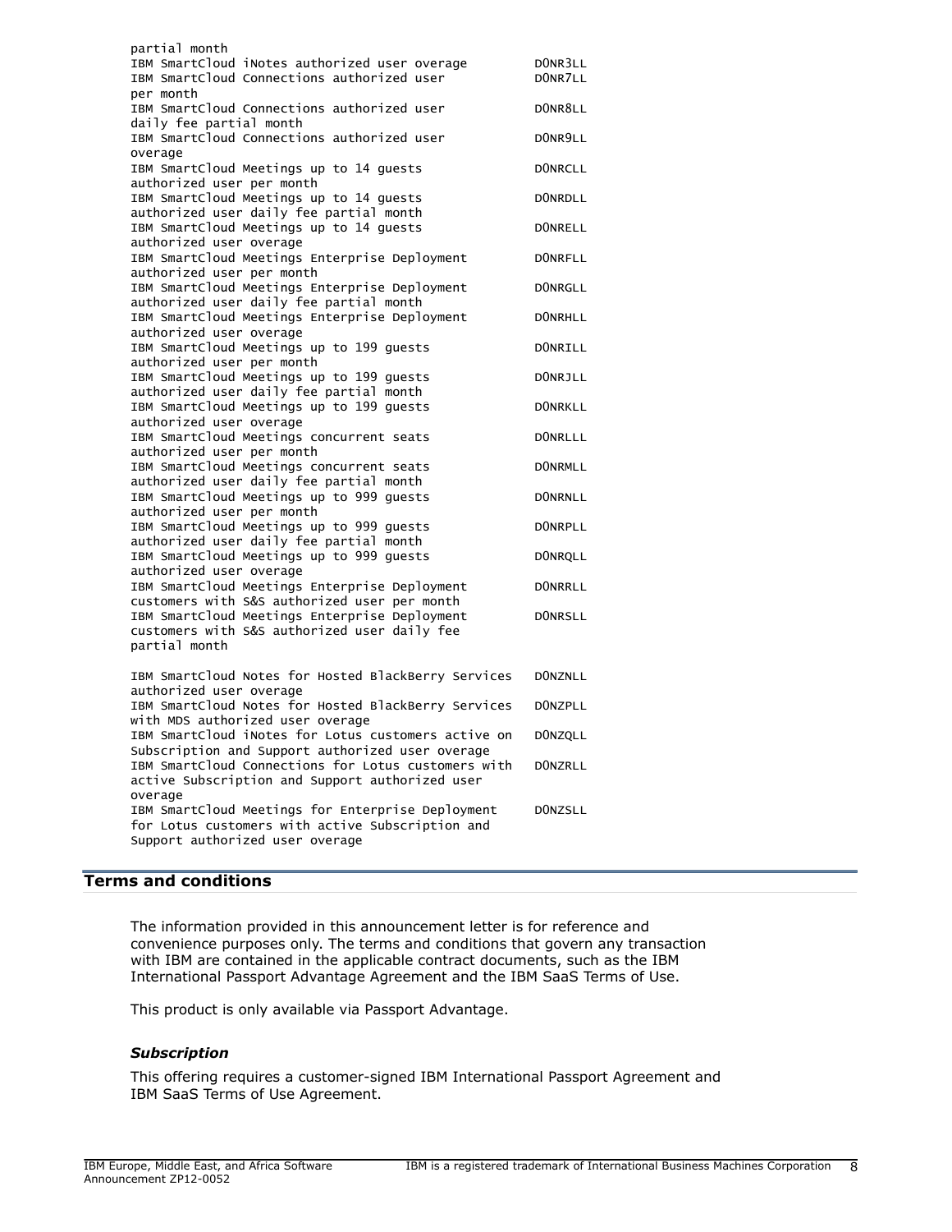```
partial month
IBM SmartCloud iNotes authorized user overage          D0NR3LL
IBM SmartCloud Connections authorized user             D0NR7LL
per month
IBM SmartCloud Connections authorized user             D0NR8LL
daily fee partial month
IBM SmartCloud Connections authorized user             D0NR9LL
overage
IBM SmartCloud Meetings up to 14 guests                D0NRCLL
authorized user per month
IBM SmartCloud Meetings up to 14 guests                D0NRDLL
authorized user daily fee partial month
IBM SmartCloud Meetings up to 14 guests                D0NRELL
authorized user overage
IBM SmartCloud Meetings Enterprise Deployment          D0NRFLL
authorized user per month
IBM SmartCloud Meetings Enterprise Deployment          D0NRGLL
authorized user daily fee partial month
IBM SmartCloud Meetings Enterprise Deployment          D0NRHLL
authorized user overage
IBM SmartCloud Meetings up to 199 guests               D0NRILL
authorized user per month
IBM SmartCloud Meetings up to 199 guests               D0NRJLL
authorized user daily fee partial month
IBM SmartCloud Meetings up to 199 guests               D0NRKLL
authorized user overage
IBM SmartCloud Meetings concurrent seats               D0NRLLL
authorized user per month
IBM SmartCloud Meetings concurrent seats               D0NRMLL
authorized user daily fee partial month
IBM SmartCloud Meetings up to 999 guests               D0NRNLL
authorized user per month
IBM SmartCloud Meetings up to 999 guests               D0NRPLL
authorized user daily fee partial month
IBM SmartCloud Meetings up to 999 guests               D0NRQLL
authorized user overage
IBM SmartCloud Meetings Enterprise Deployment          D0NRRLL
customers with S&S authorized user per month
IBM SmartCloud Meetings Enterprise Deployment          D0NRSLL
customers with S&S authorized user daily fee
partial month

IBM SmartCloud Notes for Hosted BlackBerry Services    D0ZNLL
authorized user overage
IBM SmartCloud Notes for Hosted BlackBerry Services    D0ZPLL
with MDS authorized user overage
IBM SmartCloud iNotes for Lotus customers active on    D0ZQLL
Subscription and Support authorized user overage
IBM SmartCloud Connections for Lotus customers with    D0ZRLL
active Subscription and Support authorized user
overage
IBM SmartCloud Meetings for Enterprise Deployment      D0ZSLL
for Lotus customers with active Subscription and
Support authorized user overage
```

## Terms and conditions

The information provided in this announcement letter is for reference and convenience purposes only. The terms and conditions that govern any transaction with IBM are contained in the applicable contract documents, such as the IBM International Passport Advantage Agreement and the IBM SaaS Terms of Use.

This product is only available via Passport Advantage.

### *Subscription*

This offering requires a customer-signed IBM International Passport Agreement and IBM SaaS Terms of Use Agreement.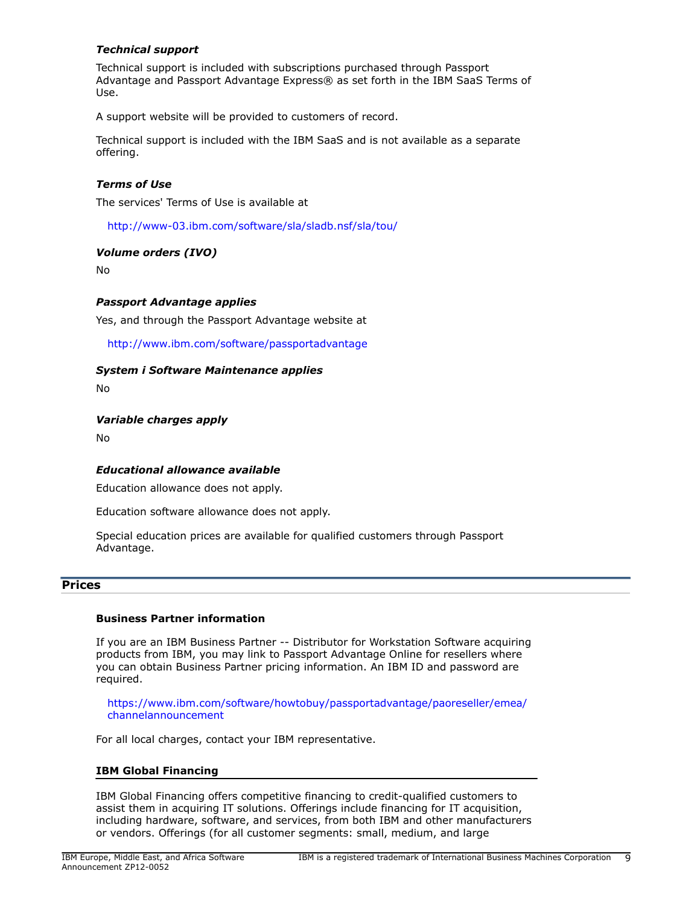### *Technical support*

Technical support is included with subscriptions purchased through Passport Advantage and Passport Advantage Express® as set forth in the IBM SaaS Terms of Use.

A support website will be provided to customers of record.

Technical support is included with the IBM SaaS and is not available as a separate offering.

### *Terms of Use*

The services' Terms of Use is available at

http://www-03.ibm.com/software/sla/sladb.nsf/sla/tou/

### *Volume orders (IVO)*

No

### *Passport Advantage applies*

Yes, and through the Passport Advantage website at

http://www.ibm.com/software/passportadvantage

### *System i Software Maintenance applies*

No

### *Variable charges apply*

No

### *Educational allowance available*

Education allowance does not apply.

Education software allowance does not apply.

Special education prices are available for qualified customers through Passport Advantage.

## Prices

### Business Partner information

If you are an IBM Business Partner -- Distributor for Workstation Software acquiring products from IBM, you may link to Passport Advantage Online for resellers where you can obtain Business Partner pricing information. An IBM ID and password are required.

https://www.ibm.com/software/howtobuy/passportadvantage/paoreseller/emea/channelannouncement

For all local charges, contact your IBM representative.

### IBM Global Financing

IBM Global Financing offers competitive financing to credit-qualified customers to assist them in acquiring IT solutions. Offerings include financing for IT acquisition, including hardware, software, and services, from both IBM and other manufacturers or vendors. Offerings (for all customer segments: small, medium, and large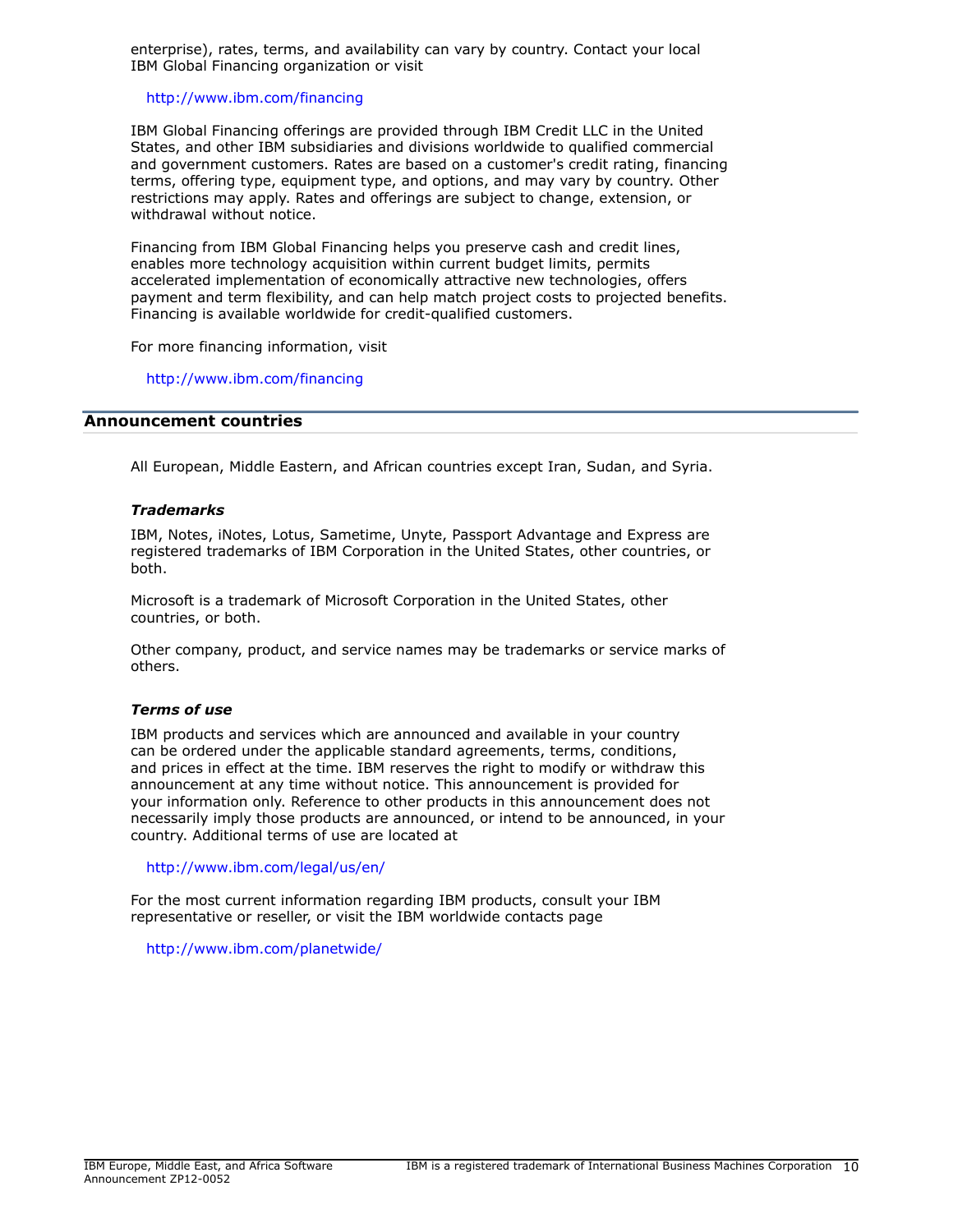enterprise), rates, terms, and availability can vary by country. Contact your local IBM Global Financing organization or visit

http://www.ibm.com/financing

IBM Global Financing offerings are provided through IBM Credit LLC in the United States, and other IBM subsidiaries and divisions worldwide to qualified commercial and government customers. Rates are based on a customer's credit rating, financing terms, offering type, equipment type, and options, and may vary by country. Other restrictions may apply. Rates and offerings are subject to change, extension, or withdrawal without notice.

Financing from IBM Global Financing helps you preserve cash and credit lines, enables more technology acquisition within current budget limits, permits accelerated implementation of economically attractive new technologies, offers payment and term flexibility, and can help match project costs to projected benefits. Financing is available worldwide for credit-qualified customers.

For more financing information, visit

http://www.ibm.com/financing

## Announcement countries

All European, Middle Eastern, and African countries except Iran, Sudan, and Syria.

### *Trademarks*

IBM, Notes, iNotes, Lotus, Sametime, Unyte, Passport Advantage and Express are registered trademarks of IBM Corporation in the United States, other countries, or both.

Microsoft is a trademark of Microsoft Corporation in the United States, other countries, or both.

Other company, product, and service names may be trademarks or service marks of others.

### *Terms of use*

IBM products and services which are announced and available in your country can be ordered under the applicable standard agreements, terms, conditions, and prices in effect at the time. IBM reserves the right to modify or withdraw this announcement at any time without notice. This announcement is provided for your information only. Reference to other products in this announcement does not necessarily imply those products are announced, or intend to be announced, in your country. Additional terms of use are located at

http://www.ibm.com/legal/us/en/

For the most current information regarding IBM products, consult your IBM representative or reseller, or visit the IBM worldwide contacts page

http://www.ibm.com/planetwide/